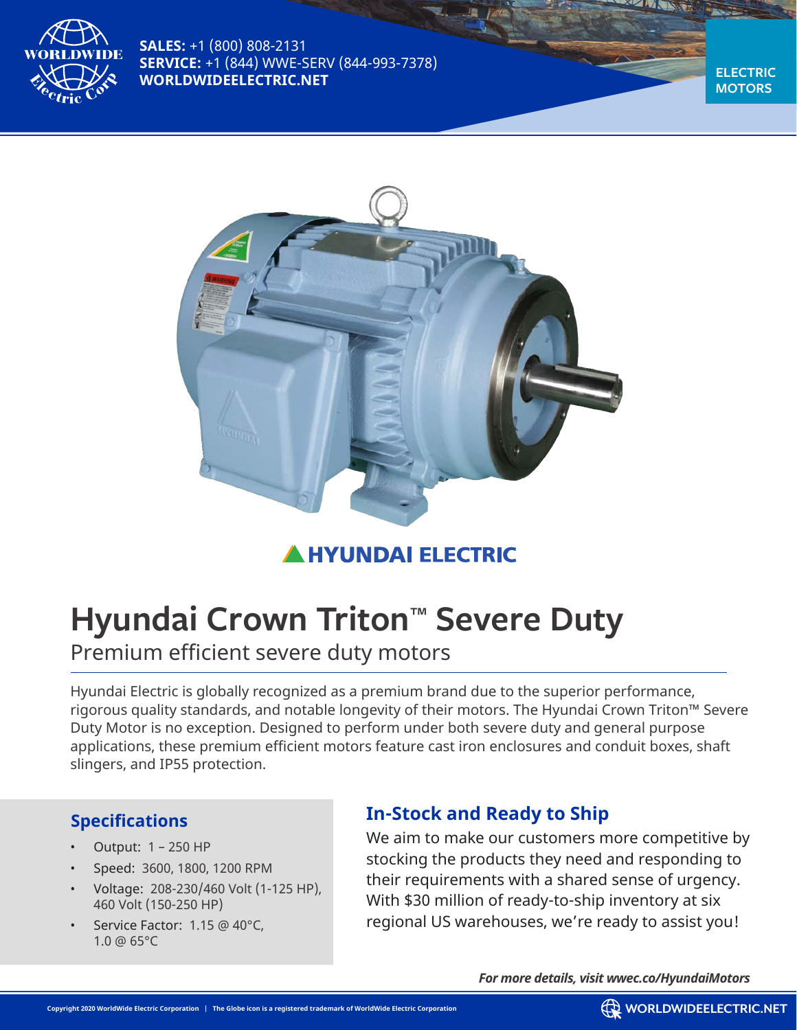**SALES:** +1 (800) 808-2131
**SERVICE:** +1 (844) WWE-SERV (844-993-7378)
**WORLDWIDEELECTRIC.NET**

**ELECTRIC MOTORS**

HYUNDAI ELECTRIC

# Hyundai Crown Triton™ Severe Duty

Premium efficient severe duty motors

Hyundai Electric is globally recognized as a premium brand due to the superior performance, rigorous quality standards, and notable longevity of their motors. The Hyundai Crown Triton™ Severe Duty Motor is no exception. Designed to perform under both severe duty and general purpose applications, these premium efficient motors feature cast iron enclosures and conduit boxes, shaft slingers, and IP55 protection.

## Specifications

- Output: 1 – 250 HP
- Speed: 3600, 1800, 1200 RPM
- Voltage: 208-230/460 Volt (1-125 HP), 460 Volt (150-250 HP)
- Service Factor: 1.15 @ 40°C, 1.0 @ 65°C

## In-Stock and Ready to Ship

We aim to make our customers more competitive by stocking the products they need and responding to their requirements with a shared sense of urgency. With $30 million of ready-to-ship inventory at six regional US warehouses, we're ready to assist you!

***For more details, visit wwec.co/HyundaiMotors***

Copyright 2020 WorldWide Electric Corporation | The Globe icon is a registered trademark of WorldWide Electric Corporation

WORLDWIDEELECTRIC.NET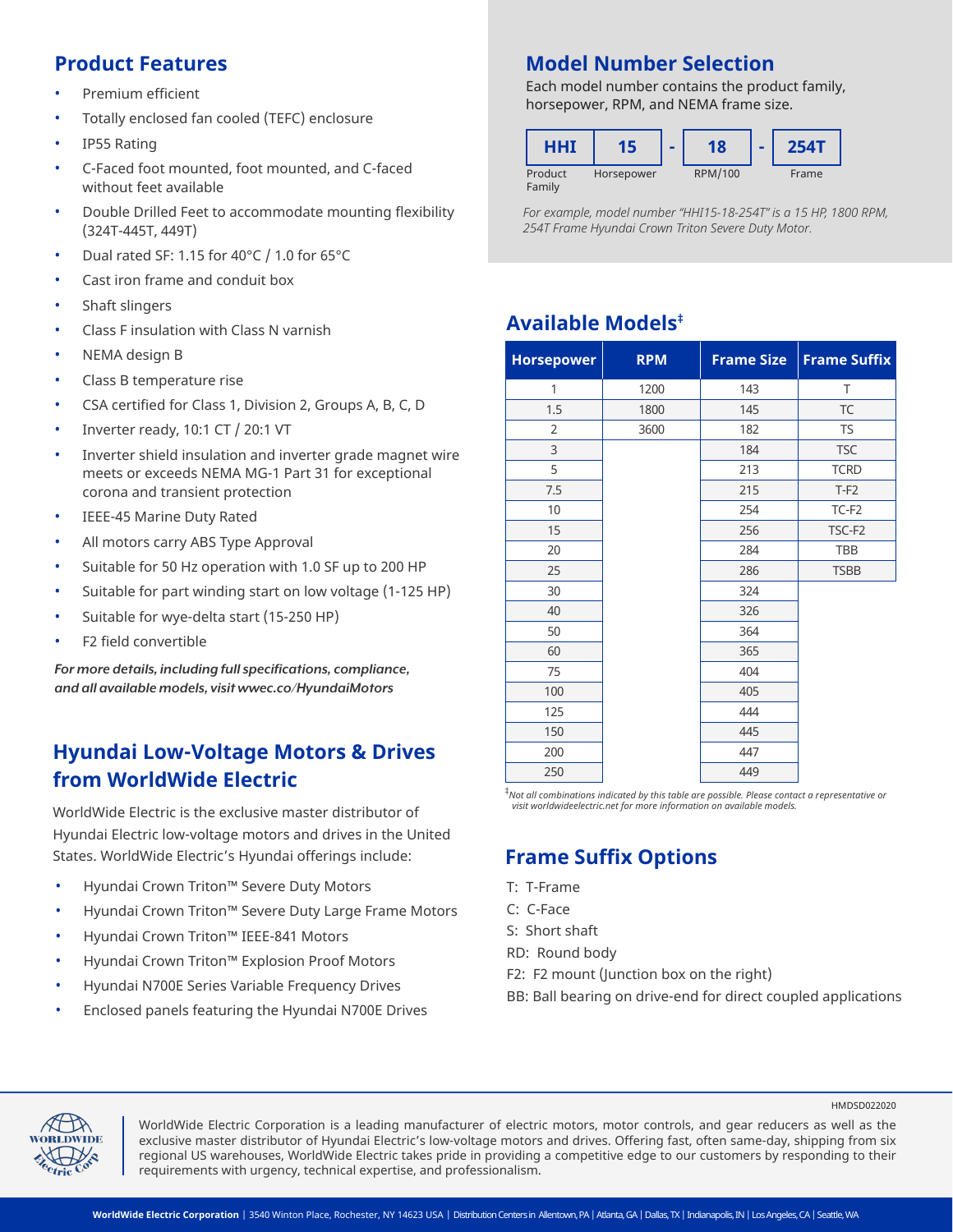## Product Features

- Premium efficient
- Totally enclosed fan cooled (TEFC) enclosure
- IP55 Rating
- C-Faced foot mounted, foot mounted, and C-faced without feet available
- Double Drilled Feet to accommodate mounting flexibility (324T-445T, 449T)
- Dual rated SF: 1.15 for 40°C / 1.0 for 65°C
- Cast iron frame and conduit box
- Shaft slingers
- Class F insulation with Class N varnish
- NEMA design B
- Class B temperature rise
- CSA certified for Class 1, Division 2, Groups A, B, C, D
- Inverter ready, 10:1 CT / 20:1 VT
- Inverter shield insulation and inverter grade magnet wire meets or exceeds NEMA MG-1 Part 31 for exceptional corona and transient protection
- IEEE-45 Marine Duty Rated
- All motors carry ABS Type Approval
- Suitable for 50 Hz operation with 1.0 SF up to 200 HP
- Suitable for part winding start on low voltage (1-125 HP)
- Suitable for wye-delta start (15-250 HP)
- F2 field convertible

***For more details, including full specifications, compliance, and all available models, visit wwec.co/HyundaiMotors***

## Hyundai Low-Voltage Motors & Drives from WorldWide Electric

WorldWide Electric is the exclusive master distributor of Hyundai Electric low-voltage motors and drives in the United States. WorldWide Electric's Hyundai offerings include:

- Hyundai Crown Triton™ Severe Duty Motors
- Hyundai Crown Triton™ Severe Duty Large Frame Motors
- Hyundai Crown Triton™ IEEE-841 Motors
- Hyundai Crown Triton™ Explosion Proof Motors
- Hyundai N700E Series Variable Frequency Drives
- Enclosed panels featuring the Hyundai N700E Drives

## Model Number Selection

Each model number contains the product family, horsepower, RPM, and NEMA frame size.

| HHI | 15 | - | 18 | - | 254T |
|---|---|---|---|---|---|
| Product Family | Horsepower | | RPM/100 | | Frame |

*For example, model number "HHI15-18-254T" is a 15 HP, 1800 RPM, 254T Frame Hyundai Crown Triton Severe Duty Motor.*

## Available Models‡

| Horsepower | RPM | Frame Size | Frame Suffix |
|---|---|---|---|
| 1 | 1200 | 143 | T |
| 1.5 | 1800 | 145 | TC |
| 2 | 3600 | 182 | TS |
| 3 | | 184 | TSC |
| 5 | | 213 | TCRD |
| 7.5 | | 215 | T-F2 |
| 10 | | 254 | TC-F2 |
| 15 | | 256 | TSC-F2 |
| 20 | | 284 | TBB |
| 25 | | 286 | TSBB |
| 30 | | 324 | |
| 40 | | 326 | |
| 50 | | 364 | |
| 60 | | 365 | |
| 75 | | 404 | |
| 100 | | 405 | |
| 125 | | 444 | |
| 150 | | 445 | |
| 200 | | 447 | |
| 250 | | 449 | |

*‡Not all combinations indicated by this table are possible. Please contact a representative or visit worldwideelectric.net for more information on available models.*

## Frame Suffix Options

T: T-Frame
C: C-Face
S: Short shaft
RD: Round body
F2: F2 mount (Junction box on the right)
BB: Ball bearing on drive-end for direct coupled applications

HMDSD022020

WorldWide Electric Corporation is a leading manufacturer of electric motors, motor controls, and gear reducers as well as the exclusive master distributor of Hyundai Electric's low-voltage motors and drives. Offering fast, often same-day, shipping from six regional US warehouses, WorldWide Electric takes pride in providing a competitive edge to our customers by responding to their requirements with urgency, technical expertise, and professionalism.

**WorldWide Electric Corporation** | 3540 Winton Place, Rochester, NY 14623 USA | Distribution Centers in Allentown, PA | Atlanta, GA | Dallas, TX | Indianapolis, IN | Los Angeles, CA | Seattle, WA